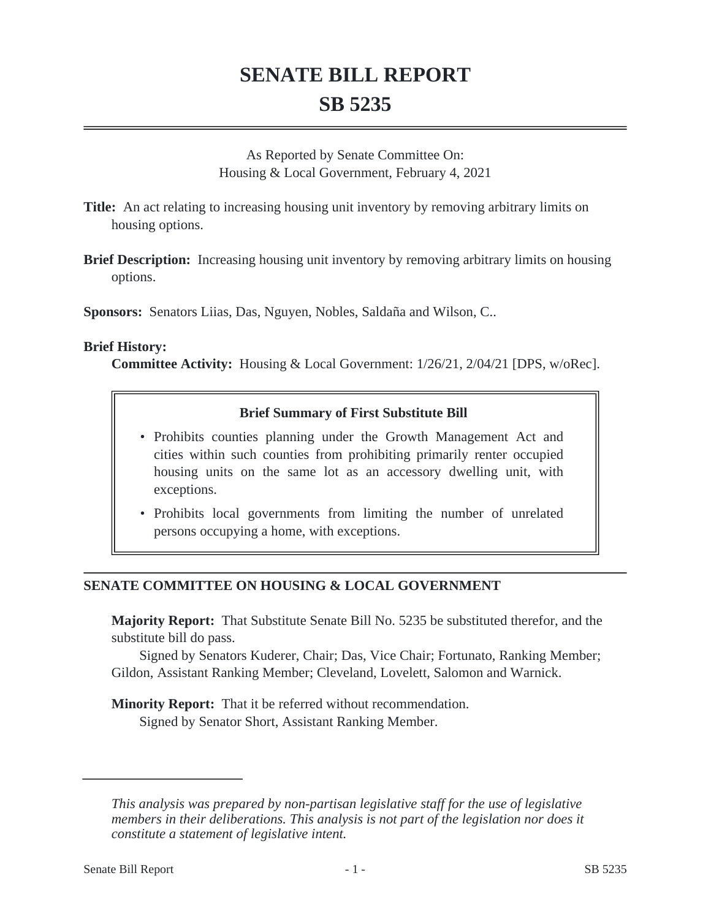# SENATE BILL REPORT
# SB 5235

As Reported by Senate Committee On:
Housing & Local Government, February 4, 2021

**Title:** An act relating to increasing housing unit inventory by removing arbitrary limits on housing options.

**Brief Description:** Increasing housing unit inventory by removing arbitrary limits on housing options.

**Sponsors:** Senators Liias, Das, Nguyen, Nobles, Saldaña and Wilson, C..

**Brief History:**

**Committee Activity:** Housing & Local Government: 1/26/21, 2/04/21 [DPS, w/oRec].

**Brief Summary of First Substitute Bill**

- Prohibits counties planning under the Growth Management Act and cities within such counties from prohibiting primarily renter occupied housing units on the same lot as an accessory dwelling unit, with exceptions.
- Prohibits local governments from limiting the number of unrelated persons occupying a home, with exceptions.

## SENATE COMMITTEE ON HOUSING & LOCAL GOVERNMENT

**Majority Report:** That Substitute Senate Bill No. 5235 be substituted therefor, and the substitute bill do pass.

Signed by Senators Kuderer, Chair; Das, Vice Chair; Fortunato, Ranking Member; Gildon, Assistant Ranking Member; Cleveland, Lovelett, Salomon and Warnick.

**Minority Report:** That it be referred without recommendation.

Signed by Senator Short, Assistant Ranking Member.

---

*This analysis was prepared by non-partisan legislative staff for the use of legislative members in their deliberations. This analysis is not part of the legislation nor does it constitute a statement of legislative intent.*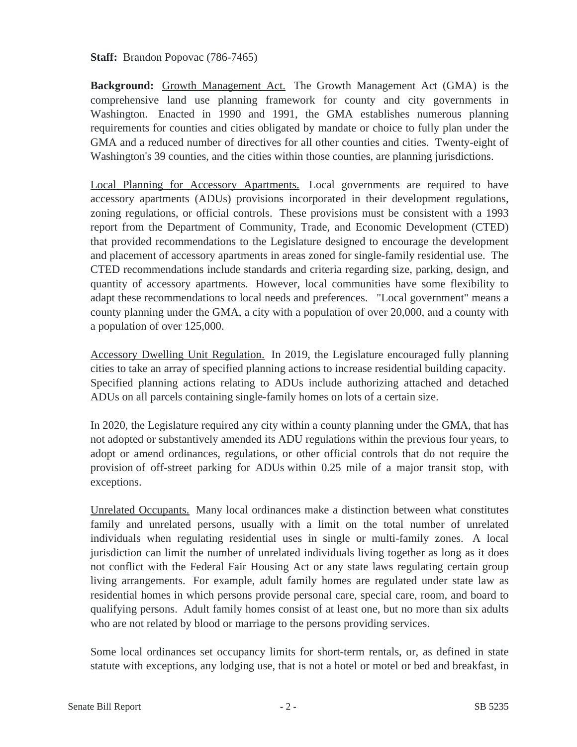**Staff:** Brandon Popovac (786-7465)

**Background:** Growth Management Act. The Growth Management Act (GMA) is the comprehensive land use planning framework for county and city governments in Washington. Enacted in 1990 and 1991, the GMA establishes numerous planning requirements for counties and cities obligated by mandate or choice to fully plan under the GMA and a reduced number of directives for all other counties and cities. Twenty-eight of Washington's 39 counties, and the cities within those counties, are planning jurisdictions.

Local Planning for Accessory Apartments. Local governments are required to have accessory apartments (ADUs) provisions incorporated in their development regulations, zoning regulations, or official controls. These provisions must be consistent with a 1993 report from the Department of Community, Trade, and Economic Development (CTED) that provided recommendations to the Legislature designed to encourage the development and placement of accessory apartments in areas zoned for single-family residential use. The CTED recommendations include standards and criteria regarding size, parking, design, and quantity of accessory apartments. However, local communities have some flexibility to adapt these recommendations to local needs and preferences. "Local government" means a county planning under the GMA, a city with a population of over 20,000, and a county with a population of over 125,000.

Accessory Dwelling Unit Regulation. In 2019, the Legislature encouraged fully planning cities to take an array of specified planning actions to increase residential building capacity. Specified planning actions relating to ADUs include authorizing attached and detached ADUs on all parcels containing single-family homes on lots of a certain size.

In 2020, the Legislature required any city within a county planning under the GMA, that has not adopted or substantively amended its ADU regulations within the previous four years, to adopt or amend ordinances, regulations, or other official controls that do not require the provision of off-street parking for ADUs within 0.25 mile of a major transit stop, with exceptions.

Unrelated Occupants. Many local ordinances make a distinction between what constitutes family and unrelated persons, usually with a limit on the total number of unrelated individuals when regulating residential uses in single or multi-family zones. A local jurisdiction can limit the number of unrelated individuals living together as long as it does not conflict with the Federal Fair Housing Act or any state laws regulating certain group living arrangements. For example, adult family homes are regulated under state law as residential homes in which persons provide personal care, special care, room, and board to qualifying persons. Adult family homes consist of at least one, but no more than six adults who are not related by blood or marriage to the persons providing services.

Some local ordinances set occupancy limits for short-term rentals, or, as defined in state statute with exceptions, any lodging use, that is not a hotel or motel or bed and breakfast, in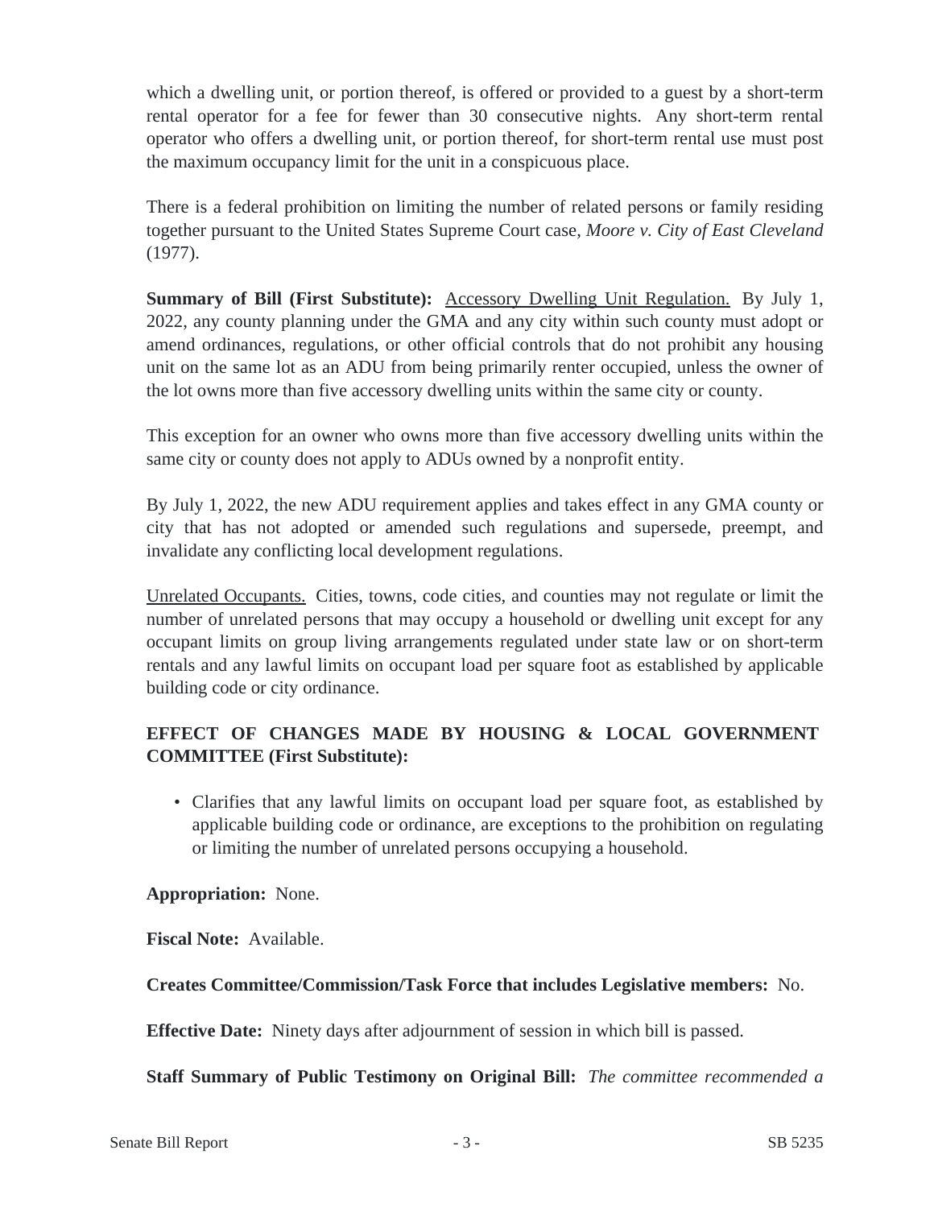which a dwelling unit, or portion thereof, is offered or provided to a guest by a short-term rental operator for a fee for fewer than 30 consecutive nights. Any short-term rental operator who offers a dwelling unit, or portion thereof, for short-term rental use must post the maximum occupancy limit for the unit in a conspicuous place.

There is a federal prohibition on limiting the number of related persons or family residing together pursuant to the United States Supreme Court case, *Moore v. City of East Cleveland* (1977).

**Summary of Bill (First Substitute):** Accessory Dwelling Unit Regulation. By July 1, 2022, any county planning under the GMA and any city within such county must adopt or amend ordinances, regulations, or other official controls that do not prohibit any housing unit on the same lot as an ADU from being primarily renter occupied, unless the owner of the lot owns more than five accessory dwelling units within the same city or county.

This exception for an owner who owns more than five accessory dwelling units within the same city or county does not apply to ADUs owned by a nonprofit entity.

By July 1, 2022, the new ADU requirement applies and takes effect in any GMA county or city that has not adopted or amended such regulations and supersede, preempt, and invalidate any conflicting local development regulations.

Unrelated Occupants. Cities, towns, code cities, and counties may not regulate or limit the number of unrelated persons that may occupy a household or dwelling unit except for any occupant limits on group living arrangements regulated under state law or on short-term rentals and any lawful limits on occupant load per square foot as established by applicable building code or city ordinance.

**EFFECT OF CHANGES MADE BY HOUSING & LOCAL GOVERNMENT COMMITTEE (First Substitute):**

- Clarifies that any lawful limits on occupant load per square foot, as established by applicable building code or ordinance, are exceptions to the prohibition on regulating or limiting the number of unrelated persons occupying a household.

**Appropriation:** None.

**Fiscal Note:** Available.

**Creates Committee/Commission/Task Force that includes Legislative members:** No.

**Effective Date:** Ninety days after adjournment of session in which bill is passed.

**Staff Summary of Public Testimony on Original Bill:** *The committee recommended a*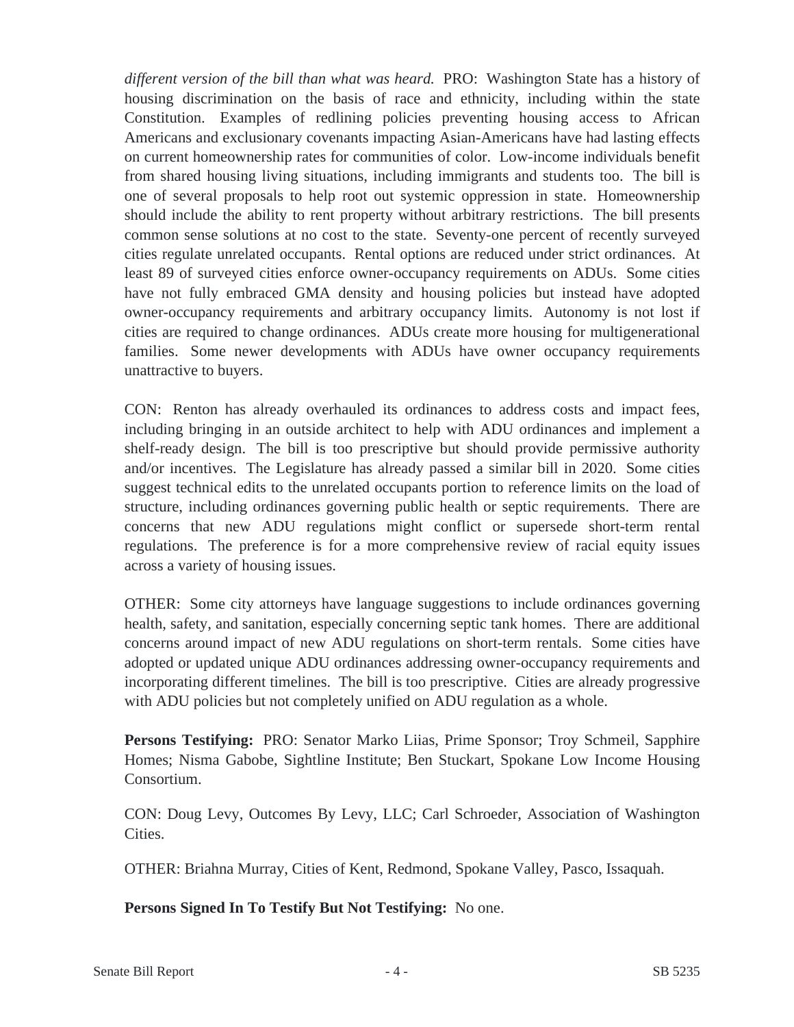*different version of the bill than what was heard.* PRO: Washington State has a history of housing discrimination on the basis of race and ethnicity, including within the state Constitution. Examples of redlining policies preventing housing access to African Americans and exclusionary covenants impacting Asian-Americans have had lasting effects on current homeownership rates for communities of color. Low-income individuals benefit from shared housing living situations, including immigrants and students too. The bill is one of several proposals to help root out systemic oppression in state. Homeownership should include the ability to rent property without arbitrary restrictions. The bill presents common sense solutions at no cost to the state. Seventy-one percent of recently surveyed cities regulate unrelated occupants. Rental options are reduced under strict ordinances. At least 89 of surveyed cities enforce owner-occupancy requirements on ADUs. Some cities have not fully embraced GMA density and housing policies but instead have adopted owner-occupancy requirements and arbitrary occupancy limits. Autonomy is not lost if cities are required to change ordinances. ADUs create more housing for multigenerational families. Some newer developments with ADUs have owner occupancy requirements unattractive to buyers.

CON: Renton has already overhauled its ordinances to address costs and impact fees, including bringing in an outside architect to help with ADU ordinances and implement a shelf-ready design. The bill is too prescriptive but should provide permissive authority and/or incentives. The Legislature has already passed a similar bill in 2020. Some cities suggest technical edits to the unrelated occupants portion to reference limits on the load of structure, including ordinances governing public health or septic requirements. There are concerns that new ADU regulations might conflict or supersede short-term rental regulations. The preference is for a more comprehensive review of racial equity issues across a variety of housing issues.

OTHER: Some city attorneys have language suggestions to include ordinances governing health, safety, and sanitation, especially concerning septic tank homes. There are additional concerns around impact of new ADU regulations on short-term rentals. Some cities have adopted or updated unique ADU ordinances addressing owner-occupancy requirements and incorporating different timelines. The bill is too prescriptive. Cities are already progressive with ADU policies but not completely unified on ADU regulation as a whole.

**Persons Testifying:** PRO: Senator Marko Liias, Prime Sponsor; Troy Schmeil, Sapphire Homes; Nisma Gabobe, Sightline Institute; Ben Stuckart, Spokane Low Income Housing Consortium.

CON: Doug Levy, Outcomes By Levy, LLC; Carl Schroeder, Association of Washington Cities.

OTHER: Briahna Murray, Cities of Kent, Redmond, Spokane Valley, Pasco, Issaquah.

**Persons Signed In To Testify But Not Testifying:** No one.